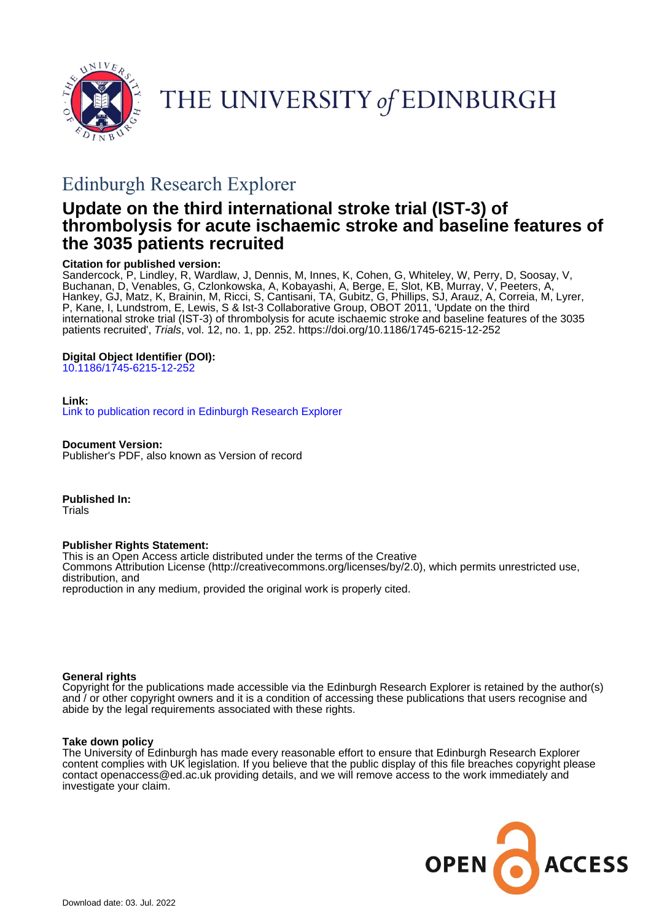THE UNIVERSITY *of* EDINBURGH

## Edinburgh Research Explorer

# Update on the third international stroke trial (IST-3) of thrombolysis for acute ischaemic stroke and baseline features of the 3035 patients recruited

**Citation for published version:**
Sandercock, P, Lindley, R, Wardlaw, J, Dennis, M, Innes, K, Cohen, G, Whiteley, W, Perry, D, Soosay, V, Buchanan, D, Venables, G, Czlonkowska, A, Kobayashi, A, Berge, E, Slot, KB, Murray, V, Peeters, A, Hankey, GJ, Matz, K, Brainin, M, Ricci, S, Cantisani, TA, Gubitz, G, Phillips, SJ, Arauz, A, Correia, M, Lyrer, P, Kane, I, Lundstrom, E, Lewis, S & Ist-3 Collaborative Group, OBOT 2011, 'Update on the third international stroke trial (IST-3) of thrombolysis for acute ischaemic stroke and baseline features of the 3035 patients recruited', *Trials*, vol. 12, no. 1, pp. 252. https://doi.org/10.1186/1745-6215-12-252

**Digital Object Identifier (DOI):**
10.1186/1745-6215-12-252

**Link:**
Link to publication record in Edinburgh Research Explorer

**Document Version:**
Publisher's PDF, also known as Version of record

**Published In:**
Trials

**Publisher Rights Statement:**
This is an Open Access article distributed under the terms of the Creative Commons Attribution License (http://creativecommons.org/licenses/by/2.0), which permits unrestricted use, distribution, and
reproduction in any medium, provided the original work is properly cited.

**General rights**
Copyright for the publications made accessible via the Edinburgh Research Explorer is retained by the author(s) and / or other copyright owners and it is a condition of accessing these publications that users recognise and abide by the legal requirements associated with these rights.

**Take down policy**
The University of Edinburgh has made every reasonable effort to ensure that Edinburgh Research Explorer content complies with UK legislation. If you believe that the public display of this file breaches copyright please contact openaccess@ed.ac.uk providing details, and we will remove access to the work immediately and investigate your claim.

OPEN ACCESS

Download date: 03. Jul. 2022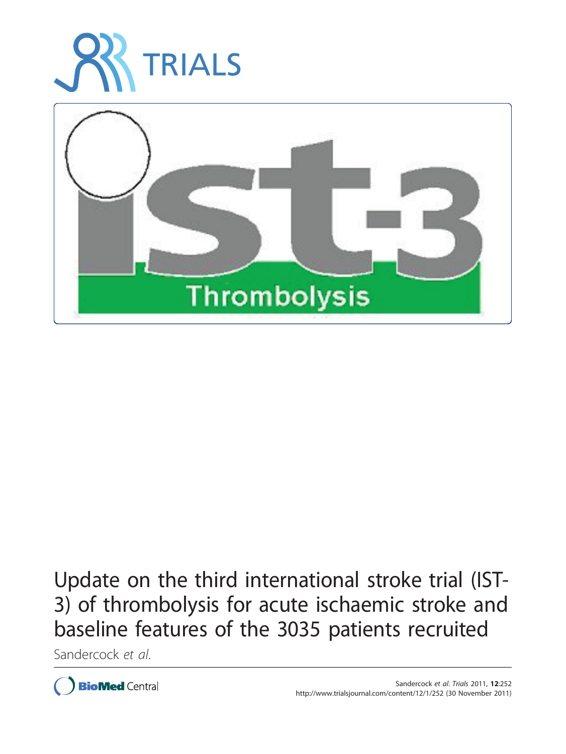# Update on the third international stroke trial (IST-3) of thrombolysis for acute ischaemic stroke and baseline features of the 3035 patients recruited

Sandercock *et al.*

Sandercock *et al. Trials* 2011, **12**:252
http://www.trialsjournal.com/content/12/1/252 (30 November 2011)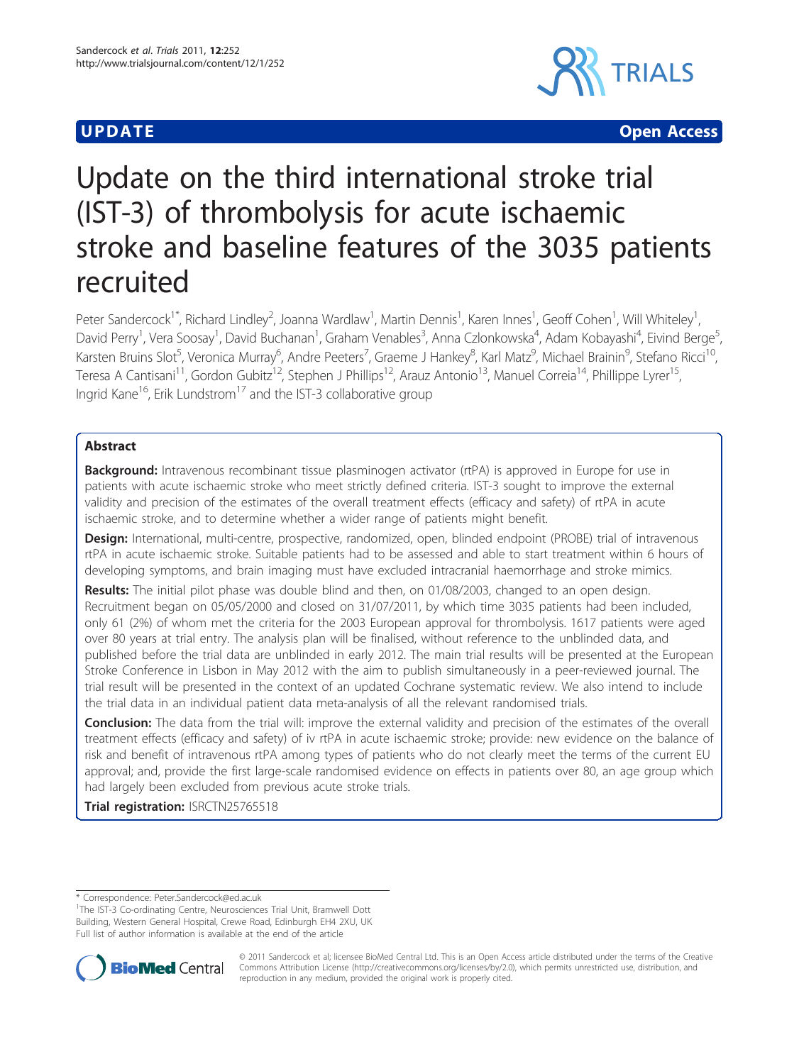**UPDATE** **Open Access**

# Update on the third international stroke trial (IST-3) of thrombolysis for acute ischaemic stroke and baseline features of the 3035 patients recruited

Peter Sandercock[1*], Richard Lindley[2], Joanna Wardlaw[1], Martin Dennis[1], Karen Innes[1], Geoff Cohen[1], Will Whiteley[1], David Perry[1], Vera Soosay[1], David Buchanan[1], Graham Venables[3], Anna Czlonkowska[4], Adam Kobayashi[4], Eivind Berge[5], Karsten Bruins Slot[5], Veronica Murray[6], Andre Peeters[7], Graeme J Hankey[8], Karl Matz[9], Michael Brainin[9], Stefano Ricci[10], Teresa A Cantisani[11], Gordon Gubitz[12], Stephen J Phillips[12], Arauz Antonio[13], Manuel Correia[14], Phillippe Lyrer[15], Ingrid Kane[16], Erik Lundstrom[17] and the IST-3 collaborative group

## Abstract

**Background:** Intravenous recombinant tissue plasminogen activator (rtPA) is approved in Europe for use in patients with acute ischaemic stroke who meet strictly defined criteria. IST-3 sought to improve the external validity and precision of the estimates of the overall treatment effects (efficacy and safety) of rtPA in acute ischaemic stroke, and to determine whether a wider range of patients might benefit.

**Design:** International, multi-centre, prospective, randomized, open, blinded endpoint (PROBE) trial of intravenous rtPA in acute ischaemic stroke. Suitable patients had to be assessed and able to start treatment within 6 hours of developing symptoms, and brain imaging must have excluded intracranial haemorrhage and stroke mimics.

**Results:** The initial pilot phase was double blind and then, on 01/08/2003, changed to an open design. Recruitment began on 05/05/2000 and closed on 31/07/2011, by which time 3035 patients had been included, only 61 (2%) of whom met the criteria for the 2003 European approval for thrombolysis. 1617 patients were aged over 80 years at trial entry. The analysis plan will be finalised, without reference to the unblinded data, and published before the trial data are unblinded in early 2012. The main trial results will be presented at the European Stroke Conference in Lisbon in May 2012 with the aim to publish simultaneously in a peer-reviewed journal. The trial result will be presented in the context of an updated Cochrane systematic review. We also intend to include the trial data in an individual patient data meta-analysis of all the relevant randomised trials.

**Conclusion:** The data from the trial will: improve the external validity and precision of the estimates of the overall treatment effects (efficacy and safety) of iv rtPA in acute ischaemic stroke; provide: new evidence on the balance of risk and benefit of intravenous rtPA among types of patients who do not clearly meet the terms of the current EU approval; and, provide the first large-scale randomised evidence on effects in patients over 80, an age group which had largely been excluded from previous acute stroke trials.

**Trial registration:** ISRCTN25765518

\* Correspondence: Peter.Sandercock@ed.ac.uk

[1]The IST-3 Co-ordinating Centre, Neurosciences Trial Unit, Bramwell Dott Building, Western General Hospital, Crewe Road, Edinburgh EH4 2XU, UK

Full list of author information is available at the end of the article

© 2011 Sandercock et al; licensee BioMed Central Ltd. This is an Open Access article distributed under the terms of the Creative Commons Attribution License (http://creativecommons.org/licenses/by/2.0), which permits unrestricted use, distribution, and reproduction in any medium, provided the original work is properly cited.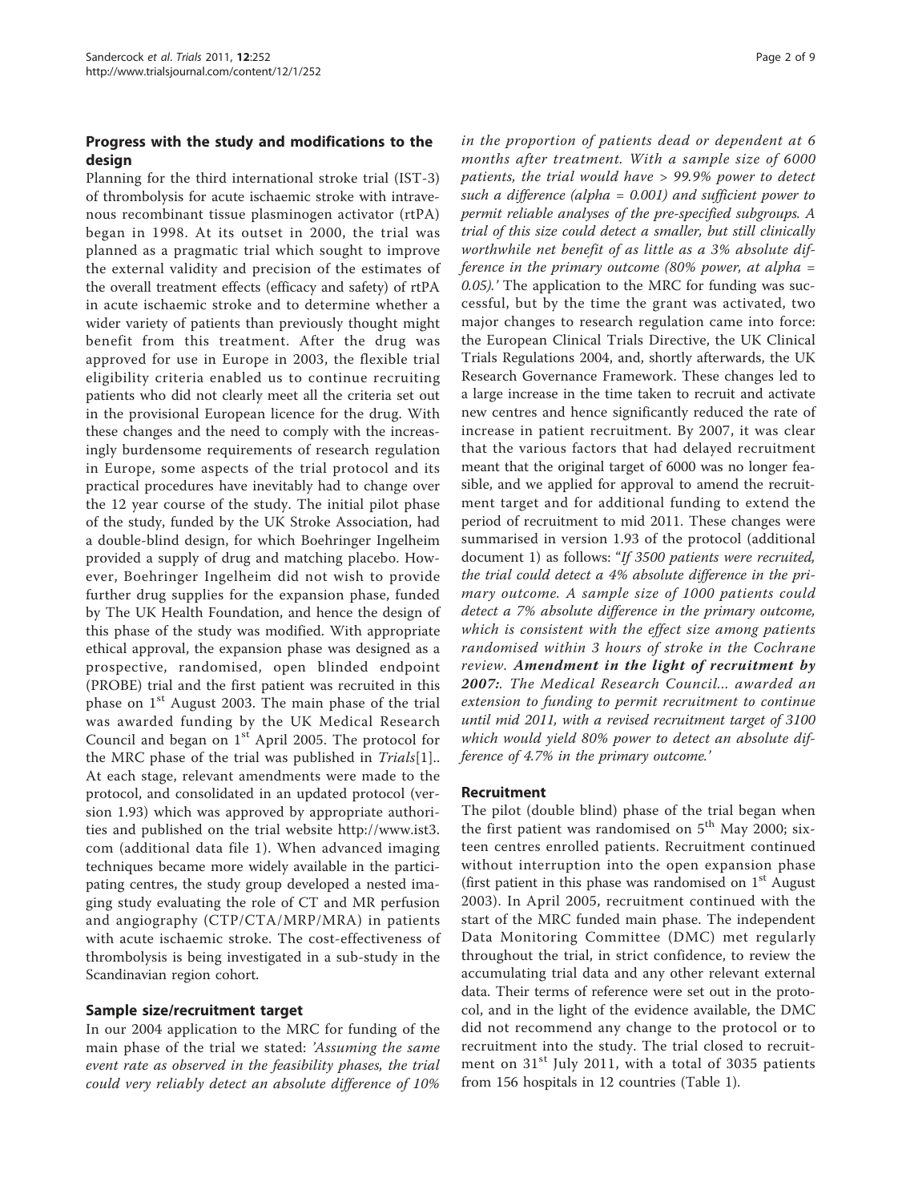## Progress with the study and modifications to the design

Planning for the third international stroke trial (IST-3) of thrombolysis for acute ischaemic stroke with intravenous recombinant tissue plasminogen activator (rtPA) began in 1998. At its outset in 2000, the trial was planned as a pragmatic trial which sought to improve the external validity and precision of the estimates of the overall treatment effects (efficacy and safety) of rtPA in acute ischaemic stroke and to determine whether a wider variety of patients than previously thought might benefit from this treatment. After the drug was approved for use in Europe in 2003, the flexible trial eligibility criteria enabled us to continue recruiting patients who did not clearly meet all the criteria set out in the provisional European licence for the drug. With these changes and the need to comply with the increasingly burdensome requirements of research regulation in Europe, some aspects of the trial protocol and its practical procedures have inevitably had to change over the 12 year course of the study. The initial pilot phase of the study, funded by the UK Stroke Association, had a double-blind design, for which Boehringer Ingelheim provided a supply of drug and matching placebo. However, Boehringer Ingelheim did not wish to provide further drug supplies for the expansion phase, funded by The UK Health Foundation, and hence the design of this phase of the study was modified. With appropriate ethical approval, the expansion phase was designed as a prospective, randomised, open blinded endpoint (PROBE) trial and the first patient was recruited in this phase on 1st August 2003. The main phase of the trial was awarded funding by the UK Medical Research Council and began on 1st April 2005. The protocol for the MRC phase of the trial was published in *Trials*[1].. At each stage, relevant amendments were made to the protocol, and consolidated in an updated protocol (version 1.93) which was approved by appropriate authorities and published on the trial website http://www.ist3.com (additional data file 1). When advanced imaging techniques became more widely available in the participating centres, the study group developed a nested imaging study evaluating the role of CT and MR perfusion and angiography (CTP/CTA/MRP/MRA) in patients with acute ischaemic stroke. The cost-effectiveness of thrombolysis is being investigated in a sub-study in the Scandinavian region cohort.

## Sample size/recruitment target

In our 2004 application to the MRC for funding of the main phase of the trial we stated: *'Assuming the same event rate as observed in the feasibility phases, the trial could very reliably detect an absolute difference of 10% in the proportion of patients dead or dependent at 6 months after treatment. With a sample size of 6000 patients, the trial would have > 99.9% power to detect such a difference (alpha = 0.001) and sufficient power to permit reliable analyses of the pre-specified subgroups. A trial of this size could detect a smaller, but still clinically worthwhile net benefit of as little as a 3% absolute difference in the primary outcome (80% power, at alpha = 0.05).'* The application to the MRC for funding was successful, but by the time the grant was activated, two major changes to research regulation came into force: the European Clinical Trials Directive, the UK Clinical Trials Regulations 2004, and, shortly afterwards, the UK Research Governance Framework. These changes led to a large increase in the time taken to recruit and activate new centres and hence significantly reduced the rate of increase in patient recruitment. By 2007, it was clear that the various factors that had delayed recruitment meant that the original target of 6000 was no longer feasible, and we applied for approval to amend the recruitment target and for additional funding to extend the period of recruitment to mid 2011. These changes were summarised in version 1.93 of the protocol (additional document 1) as follows: *"If 3500 patients were recruited, the trial could detect a 4% absolute difference in the primary outcome. A sample size of 1000 patients could detect a 7% absolute difference in the primary outcome, which is consistent with the effect size among patients randomised within 3 hours of stroke in the Cochrane review.* ***Amendment in the light of recruitment by 2007:****. The Medical Research Council... awarded an extension to funding to permit recruitment to continue until mid 2011, with a revised recruitment target of 3100 which would yield 80% power to detect an absolute difference of 4.7% in the primary outcome.'*

## Recruitment

The pilot (double blind) phase of the trial began when the first patient was randomised on 5th May 2000; sixteen centres enrolled patients. Recruitment continued without interruption into the open expansion phase (first patient in this phase was randomised on 1st August 2003). In April 2005, recruitment continued with the start of the MRC funded main phase. The independent Data Monitoring Committee (DMC) met regularly throughout the trial, in strict confidence, to review the accumulating trial data and any other relevant external data. Their terms of reference were set out in the protocol, and in the light of the evidence available, the DMC did not recommend any change to the protocol or to recruitment into the study. The trial closed to recruitment on 31st July 2011, with a total of 3035 patients from 156 hospitals in 12 countries (Table 1).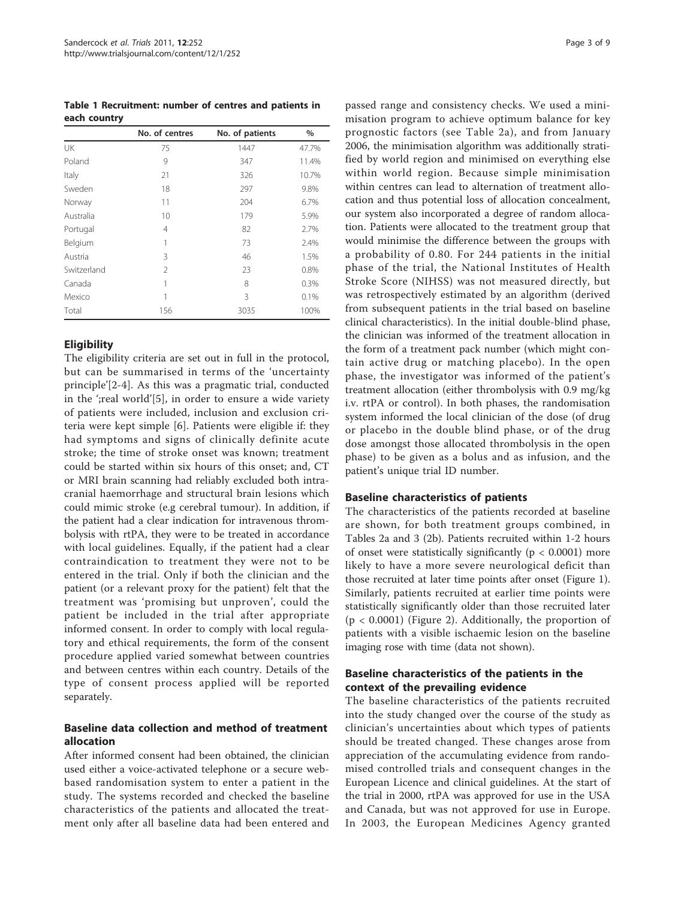**Table 1 Recruitment: number of centres and patients in each country**

| | No. of centres | No. of patients | % |
|---|---|---|---|
| UK | 75 | 1447 | 47.7% |
| Poland | 9 | 347 | 11.4% |
| Italy | 21 | 326 | 10.7% |
| Sweden | 18 | 297 | 9.8% |
| Norway | 11 | 204 | 6.7% |
| Australia | 10 | 179 | 5.9% |
| Portugal | 4 | 82 | 2.7% |
| Belgium | 1 | 73 | 2.4% |
| Austria | 3 | 46 | 1.5% |
| Switzerland | 2 | 23 | 0.8% |
| Canada | 1 | 8 | 0.3% |
| Mexico | 1 | 3 | 0.1% |
| Total | 156 | 3035 | 100% |

## Eligibility

The eligibility criteria are set out in full in the protocol, but can be summarised in terms of the 'uncertainty principle'[2-4]. As this was a pragmatic trial, conducted in the ';real world'[5], in order to ensure a wide variety of patients were included, inclusion and exclusion criteria were kept simple [6]. Patients were eligible if: they had symptoms and signs of clinically definite acute stroke; the time of stroke onset was known; treatment could be started within six hours of this onset; and, CT or MRI brain scanning had reliably excluded both intracranial haemorrhage and structural brain lesions which could mimic stroke (e.g cerebral tumour). In addition, if the patient had a clear indication for intravenous thrombolysis with rtPA, they were to be treated in accordance with local guidelines. Equally, if the patient had a clear contraindication to treatment they were not to be entered in the trial. Only if both the clinician and the patient (or a relevant proxy for the patient) felt that the treatment was 'promising but unproven', could the patient be included in the trial after appropriate informed consent. In order to comply with local regulatory and ethical requirements, the form of the consent procedure applied varied somewhat between countries and between centres within each country. Details of the type of consent process applied will be reported separately.

## Baseline data collection and method of treatment allocation

After informed consent had been obtained, the clinician used either a voice-activated telephone or a secure web-based randomisation system to enter a patient in the study. The systems recorded and checked the baseline characteristics of the patients and allocated the treatment only after all baseline data had been entered and passed range and consistency checks. We used a minimisation program to achieve optimum balance for key prognostic factors (see Table 2a), and from January 2006, the minimisation algorithm was additionally stratified by world region and minimised on everything else within world region. Because simple minimisation within centres can lead to alternation of treatment allocation and thus potential loss of allocation concealment, our system also incorporated a degree of random allocation. Patients were allocated to the treatment group that would minimise the difference between the groups with a probability of 0.80. For 244 patients in the initial phase of the trial, the National Institutes of Health Stroke Score (NIHSS) was not measured directly, but was retrospectively estimated by an algorithm (derived from subsequent patients in the trial based on baseline clinical characteristics). In the initial double-blind phase, the clinician was informed of the treatment allocation in the form of a treatment pack number (which might contain active drug or matching placebo). In the open phase, the investigator was informed of the patient's treatment allocation (either thrombolysis with 0.9 mg/kg i.v. rtPA or control). In both phases, the randomisation system informed the local clinician of the dose (of drug or placebo in the double blind phase, or of the drug dose amongst those allocated thrombolysis in the open phase) to be given as a bolus and as infusion, and the patient's unique trial ID number.

## Baseline characteristics of patients

The characteristics of the patients recorded at baseline are shown, for both treatment groups combined, in Tables 2a and 3 (2b). Patients recruited within 1-2 hours of onset were statistically significantly ($p < 0.0001$) more likely to have a more severe neurological deficit than those recruited at later time points after onset (Figure 1). Similarly, patients recruited at earlier time points were statistically significantly older than those recruited later ($p < 0.0001$) (Figure 2). Additionally, the proportion of patients with a visible ischaemic lesion on the baseline imaging rose with time (data not shown).

## Baseline characteristics of the patients in the context of the prevailing evidence

The baseline characteristics of the patients recruited into the study changed over the course of the study as clinician's uncertainties about which types of patients should be treated changed. These changes arose from appreciation of the accumulating evidence from randomised controlled trials and consequent changes in the European Licence and clinical guidelines. At the start of the trial in 2000, rtPA was approved for use in the USA and Canada, but was not approved for use in Europe. In 2003, the European Medicines Agency granted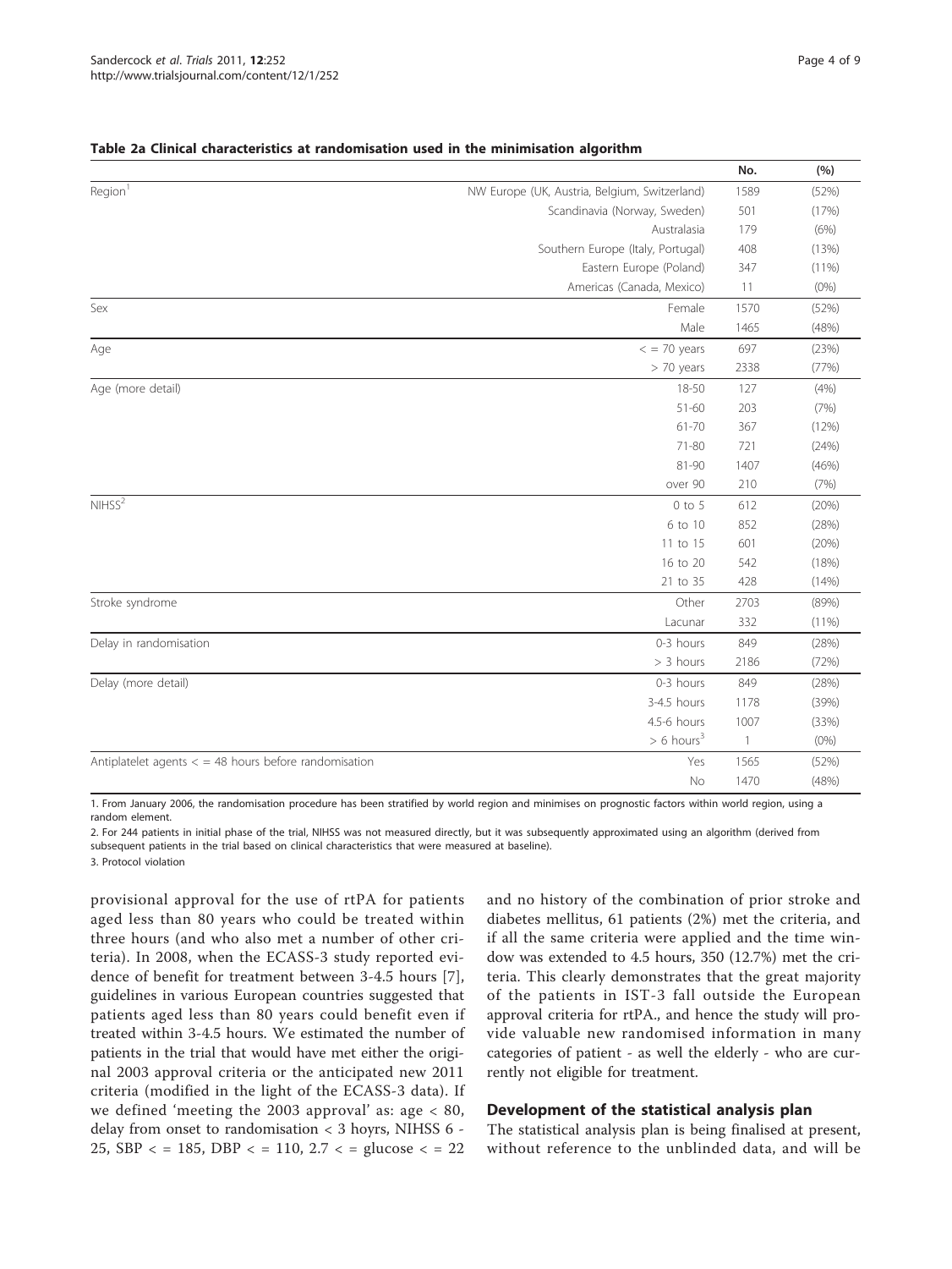**Table 2a Clinical characteristics at randomisation used in the minimisation algorithm**

| | | No. | (%) |
|---|---|---|---|
| Region[1] | NW Europe (UK, Austria, Belgium, Switzerland) | 1589 | (52%) |
| | Scandinavia (Norway, Sweden) | 501 | (17%) |
| | Australasia | 179 | (6%) |
| | Southern Europe (Italy, Portugal) | 408 | (13%) |
| | Eastern Europe (Poland) | 347 | (11%) |
| | Americas (Canada, Mexico) | 11 | (0%) |
| Sex | Female | 1570 | (52%) |
| | Male | 1465 | (48%) |
| Age | < = 70 years | 697 | (23%) |
| | > 70 years | 2338 | (77%) |
| Age (more detail) | 18-50 | 127 | (4%) |
| | 51-60 | 203 | (7%) |
| | 61-70 | 367 | (12%) |
| | 71-80 | 721 | (24%) |
| | 81-90 | 1407 | (46%) |
| | over 90 | 210 | (7%) |
| NIHSS[2] | 0 to 5 | 612 | (20%) |
| | 6 to 10 | 852 | (28%) |
| | 11 to 15 | 601 | (20%) |
| | 16 to 20 | 542 | (18%) |
| | 21 to 35 | 428 | (14%) |
| Stroke syndrome | Other | 2703 | (89%) |
| | Lacunar | 332 | (11%) |
| Delay in randomisation | 0-3 hours | 849 | (28%) |
| | > 3 hours | 2186 | (72%) |
| Delay (more detail) | 0-3 hours | 849 | (28%) |
| | 3-4.5 hours | 1178 | (39%) |
| | 4.5-6 hours | 1007 | (33%) |
| | > 6 hours[3] | 1 | (0%) |
| Antiplatelet agents < = 48 hours before randomisation | Yes | 1565 | (52%) |
| | No | 1470 | (48%) |

1. From January 2006, the randomisation procedure has been stratified by world region and minimises on prognostic factors within world region, using a random element.

2. For 244 patients in initial phase of the trial, NIHSS was not measured directly, but it was subsequently approximated using an algorithm (derived from subsequent patients in the trial based on clinical characteristics that were measured at baseline).

3. Protocol violation

provisional approval for the use of rtPA for patients aged less than 80 years who could be treated within three hours (and who also met a number of other criteria). In 2008, when the ECASS-3 study reported evidence of benefit for treatment between 3-4.5 hours [7], guidelines in various European countries suggested that patients aged less than 80 years could benefit even if treated within 3-4.5 hours. We estimated the number of patients in the trial that would have met either the original 2003 approval criteria or the anticipated new 2011 criteria (modified in the light of the ECASS-3 data). If we defined 'meeting the 2003 approval' as: age < 80, delay from onset to randomisation < 3 hoyrs, NIHSS 6 - 25, SBP < = 185, DBP < = 110, 2.7 < = glucose < = 22 and no history of the combination of prior stroke and diabetes mellitus, 61 patients (2%) met the criteria, and if all the same criteria were applied and the time window was extended to 4.5 hours, 350 (12.7%) met the criteria. This clearly demonstrates that the great majority of the patients in IST-3 fall outside the European approval criteria for rtPA., and hence the study will provide valuable new randomised information in many categories of patient - as well the elderly - who are currently not eligible for treatment.

## Development of the statistical analysis plan

The statistical analysis plan is being finalised at present, without reference to the unblinded data, and will be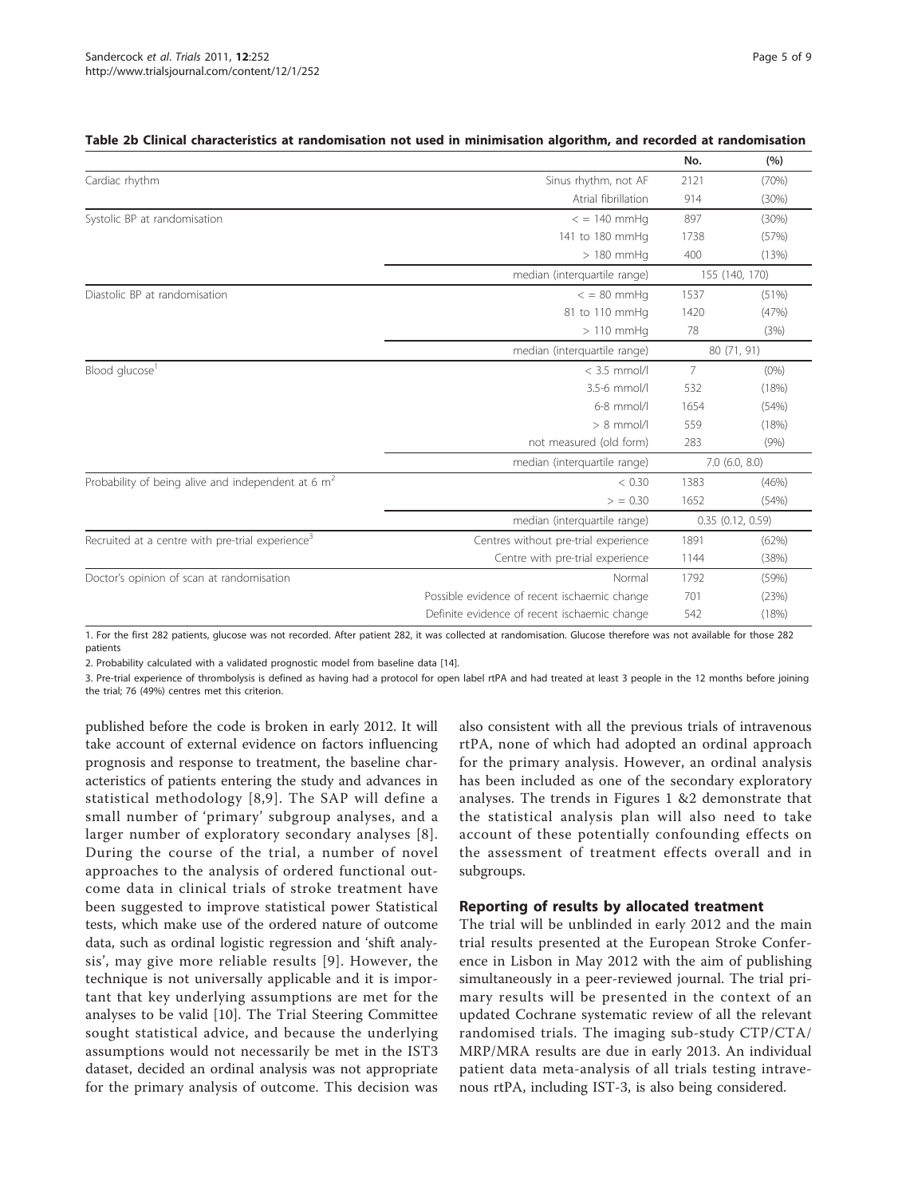**Table 2b Clinical characteristics at randomisation not used in minimisation algorithm, and recorded at randomisation**

| | | No. | (%) |
|---|---|---|---|
| Cardiac rhythm | Sinus rhythm, not AF | 2121 | (70%) |
| | Atrial fibrillation | 914 | (30%) |
| Systolic BP at randomisation | < = 140 mmHg | 897 | (30%) |
| | 141 to 180 mmHg | 1738 | (57%) |
| | > 180 mmHg | 400 | (13%) |
| | median (interquartile range) | 155 (140, 170) | |
| Diastolic BP at randomisation | < = 80 mmHg | 1537 | (51%) |
| | 81 to 110 mmHg | 1420 | (47%) |
| | > 110 mmHg | 78 | (3%) |
| | median (interquartile range) | 80 (71, 91) | |
| Blood glucose[1] | < 3.5 mmol/l | 7 | (0%) |
| | 3.5-6 mmol/l | 532 | (18%) |
| | 6-8 mmol/l | 1654 | (54%) |
| | > 8 mmol/l | 559 | (18%) |
| | not measured (old form) | 283 | (9%) |
| | median (interquartile range) | 7.0 (6.0, 8.0) | |
| Probability of being alive and independent at 6 m[2] | < 0.30 | 1383 | (46%) |
| | > = 0.30 | 1652 | (54%) |
| | median (interquartile range) | 0.35 (0.12, 0.59) | |
| Recruited at a centre with pre-trial experience[3] | Centres without pre-trial experience | 1891 | (62%) |
| | Centre with pre-trial experience | 1144 | (38%) |
| Doctor's opinion of scan at randomisation | Normal | 1792 | (59%) |
| | Possible evidence of recent ischaemic change | 701 | (23%) |
| | Definite evidence of recent ischaemic change | 542 | (18%) |

1. For the first 282 patients, glucose was not recorded. After patient 282, it was collected at randomisation. Glucose therefore was not available for those 282 patients

2. Probability calculated with a validated prognostic model from baseline data [14].

3. Pre-trial experience of thrombolysis is defined as having had a protocol for open label rtPA and had treated at least 3 people in the 12 months before joining the trial; 76 (49%) centres met this criterion.

published before the code is broken in early 2012. It will take account of external evidence on factors influencing prognosis and response to treatment, the baseline characteristics of patients entering the study and advances in statistical methodology [8,9]. The SAP will define a small number of 'primary' subgroup analyses, and a larger number of exploratory secondary analyses [8]. During the course of the trial, a number of novel approaches to the analysis of ordered functional outcome data in clinical trials of stroke treatment have been suggested to improve statistical power Statistical tests, which make use of the ordered nature of outcome data, such as ordinal logistic regression and 'shift analysis', may give more reliable results [9]. However, the technique is not universally applicable and it is important that key underlying assumptions are met for the analyses to be valid [10]. The Trial Steering Committee sought statistical advice, and because the underlying assumptions would not necessarily be met in the IST3 dataset, decided an ordinal analysis was not appropriate for the primary analysis of outcome. This decision was also consistent with all the previous trials of intravenous rtPA, none of which had adopted an ordinal approach for the primary analysis. However, an ordinal analysis has been included as one of the secondary exploratory analyses. The trends in Figures 1 &2 demonstrate that the statistical analysis plan will also need to take account of these potentially confounding effects on the assessment of treatment effects overall and in subgroups.

## Reporting of results by allocated treatment

The trial will be unblinded in early 2012 and the main trial results presented at the European Stroke Conference in Lisbon in May 2012 with the aim of publishing simultaneously in a peer-reviewed journal. The trial primary results will be presented in the context of an updated Cochrane systematic review of all the relevant randomised trials. The imaging sub-study CTP/CTA/MRP/MRA results are due in early 2013. An individual patient data meta-analysis of all trials testing intravenous rtPA, including IST-3, is also being considered.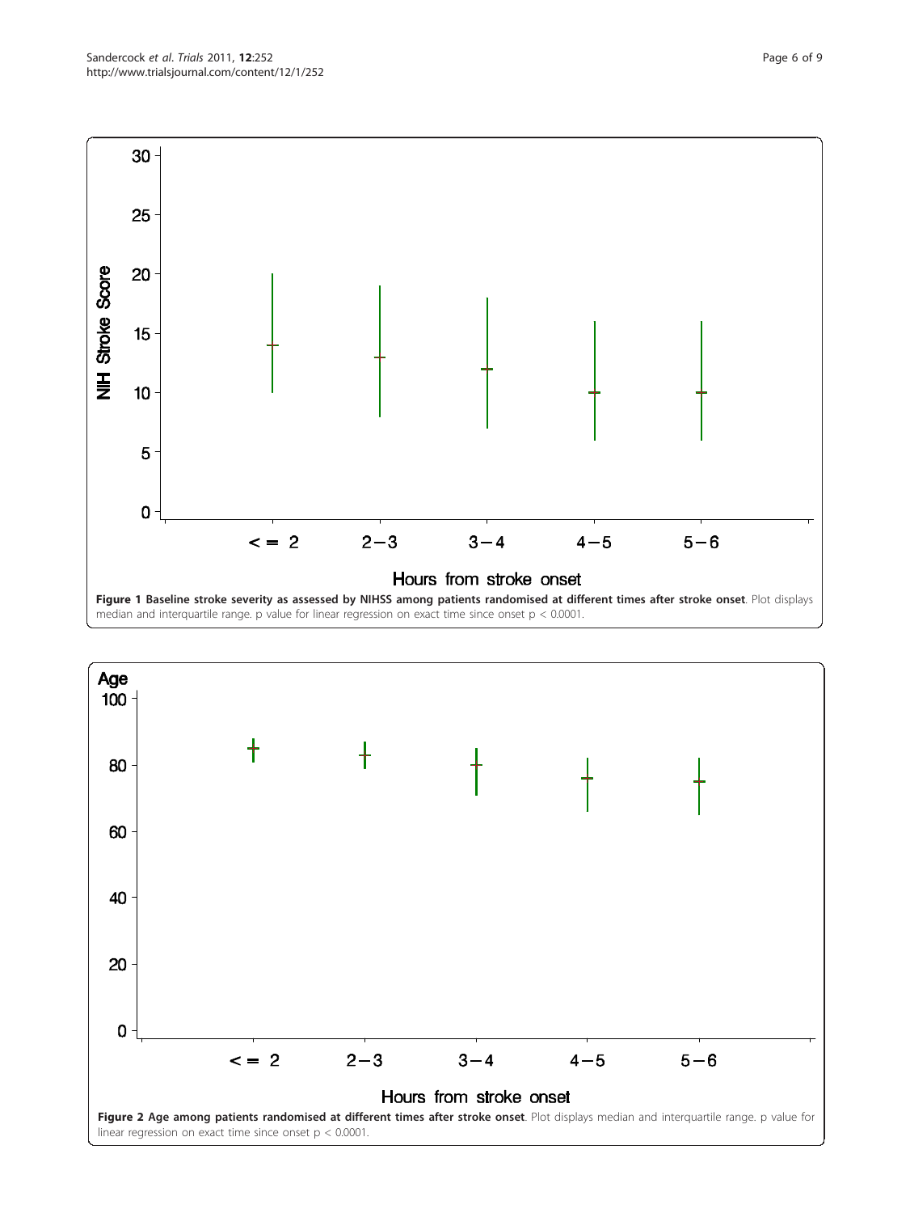**Figure 1 Baseline stroke severity as assessed by NIHSS among patients randomised at different times after stroke onset**. Plot displays median and interquartile range. p value for linear regression on exact time since onset $p < 0.0001$.

**Figure 2 Age among patients randomised at different times after stroke onset**. Plot displays median and interquartile range. p value for linear regression on exact time since onset $p < 0.0001$.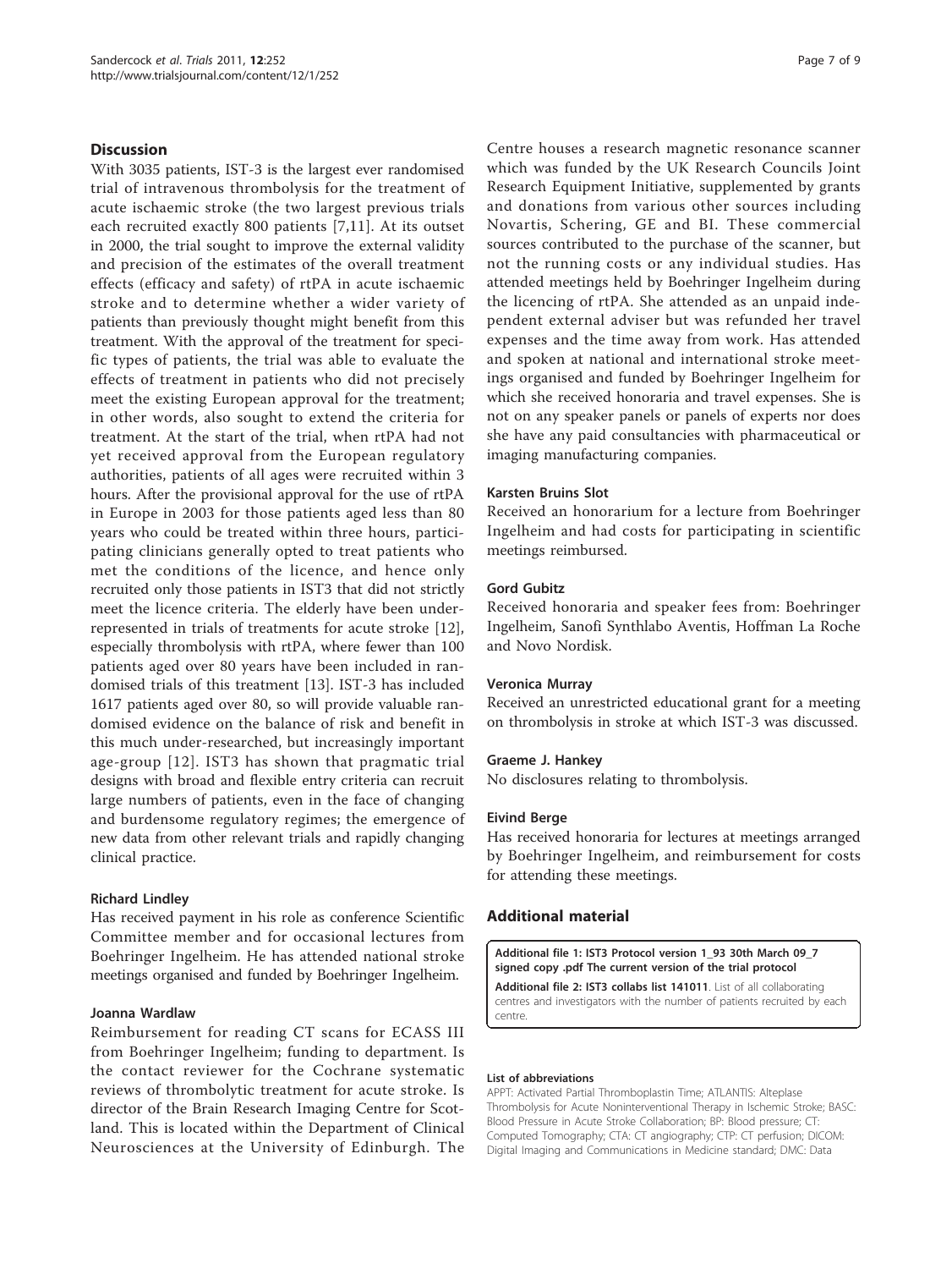## Discussion

With 3035 patients, IST-3 is the largest ever randomised trial of intravenous thrombolysis for the treatment of acute ischaemic stroke (the two largest previous trials each recruited exactly 800 patients [7,11]. At its outset in 2000, the trial sought to improve the external validity and precision of the estimates of the overall treatment effects (efficacy and safety) of rtPA in acute ischaemic stroke and to determine whether a wider variety of patients than previously thought might benefit from this treatment. With the approval of the treatment for specific types of patients, the trial was able to evaluate the effects of treatment in patients who did not precisely meet the existing European approval for the treatment; in other words, also sought to extend the criteria for treatment. At the start of the trial, when rtPA had not yet received approval from the European regulatory authorities, patients of all ages were recruited within 3 hours. After the provisional approval for the use of rtPA in Europe in 2003 for those patients aged less than 80 years who could be treated within three hours, participating clinicians generally opted to treat patients who met the conditions of the licence, and hence only recruited only those patients in IST3 that did not strictly meet the licence criteria. The elderly have been under-represented in trials of treatments for acute stroke [12], especially thrombolysis with rtPA, where fewer than 100 patients aged over 80 years have been included in randomised trials of this treatment [13]. IST-3 has included 1617 patients aged over 80, so will provide valuable randomised evidence on the balance of risk and benefit in this much under-researched, but increasingly important age-group [12]. IST3 has shown that pragmatic trial designs with broad and flexible entry criteria can recruit large numbers of patients, even in the face of changing and burdensome regulatory regimes; the emergence of new data from other relevant trials and rapidly changing clinical practice.

#### Richard Lindley

Has received payment in his role as conference Scientific Committee member and for occasional lectures from Boehringer Ingelheim. He has attended national stroke meetings organised and funded by Boehringer Ingelheim.

#### Joanna Wardlaw

Reimbursement for reading CT scans for ECASS III from Boehringer Ingelheim; funding to department. Is the contact reviewer for the Cochrane systematic reviews of thrombolytic treatment for acute stroke. Is director of the Brain Research Imaging Centre for Scotland. This is located within the Department of Clinical Neurosciences at the University of Edinburgh. The Centre houses a research magnetic resonance scanner which was funded by the UK Research Councils Joint Research Equipment Initiative, supplemented by grants and donations from various other sources including Novartis, Schering, GE and BI. These commercial sources contributed to the purchase of the scanner, but not the running costs or any individual studies. Has attended meetings held by Boehringer Ingelheim during the licencing of rtPA. She attended as an unpaid independent external adviser but was refunded her travel expenses and the time away from work. Has attended and spoken at national and international stroke meetings organised and funded by Boehringer Ingelheim for which she received honoraria and travel expenses. She is not on any speaker panels or panels of experts nor does she have any paid consultancies with pharmaceutical or imaging manufacturing companies.

#### Karsten Bruins Slot

Received an honorarium for a lecture from Boehringer Ingelheim and had costs for participating in scientific meetings reimbursed.

#### Gord Gubitz

Received honoraria and speaker fees from: Boehringer Ingelheim, Sanofi Synthlabo Aventis, Hoffman La Roche and Novo Nordisk.

#### Veronica Murray

Received an unrestricted educational grant for a meeting on thrombolysis in stroke at which IST-3 was discussed.

#### Graeme J. Hankey

No disclosures relating to thrombolysis.

#### Eivind Berge

Has received honoraria for lectures at meetings arranged by Boehringer Ingelheim, and reimbursement for costs for attending these meetings.

## Additional material

**Additional file 1: IST3 Protocol version 1_93 30th March 09_7 signed copy .pdf The current version of the trial protocol**

**Additional file 2: IST3 collabs list 141011**. List of all collaborating centres and investigators with the number of patients recruited by each centre.

#### List of abbreviations

APPT: Activated Partial Thromboplastin Time; ATLANTIS: Alteplase Thrombolysis for Acute Noninterventional Therapy in Ischemic Stroke; BASC: Blood Pressure in Acute Stroke Collaboration; BP: Blood pressure; CT: Computed Tomography; CTA: CT angiography; CTP: CT perfusion; DICOM: Digital Imaging and Communications in Medicine standard; DMC: Data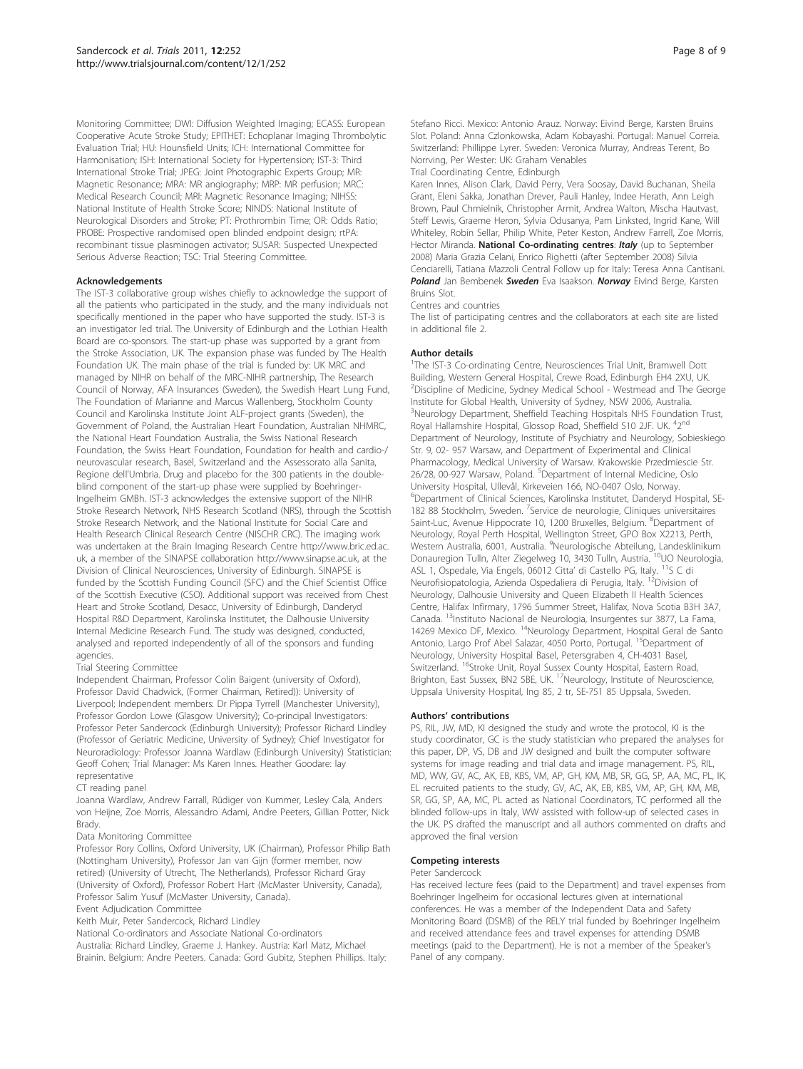Monitoring Committee; DWI: Diffusion Weighted Imaging; ECASS: European Cooperative Acute Stroke Study; EPITHET: Echoplanar Imaging Thrombolytic Evaluation Trial; HU: Hounsfield Units; ICH: International Committee for Harmonisation; ISH: International Society for Hypertension; IST-3: Third International Stroke Trial; JPEG: Joint Photographic Experts Group; MR: Magnetic Resonance; MRA: MR angiography; MRP: MR perfusion; MRC: Medical Research Council; MRI: Magnetic Resonance Imaging; NIHSS: National Institute of Health Stroke Score; NINDS: National Institute of Neurological Disorders and Stroke; PT: Prothrombin Time; OR: Odds Ratio; PROBE: Prospective randomised open blinded endpoint design; rtPA: recombinant tissue plasminogen activator; SUSAR: Suspected Unexpected Serious Adverse Reaction; TSC: Trial Steering Committee.

## Acknowledgements

The IST-3 collaborative group wishes chiefly to acknowledge the support of all the patients who participated in the study, and the many individuals not specifically mentioned in the paper who have supported the study. IST-3 is an investigator led trial. The University of Edinburgh and the Lothian Health Board are co-sponsors. The start-up phase was supported by a grant from the Stroke Association, UK. The expansion phase was funded by The Health Foundation UK. The main phase of the trial is funded by: UK MRC and managed by NIHR on behalf of the MRC-NIHR partnership, The Research Council of Norway, AFA Insurances (Sweden), the Swedish Heart Lung Fund, The Foundation of Marianne and Marcus Wallenberg, Stockholm County Council and Karolinska Institute Joint ALF-project grants (Sweden), the Government of Poland, the Australian Heart Foundation, Australian NHMRC, the National Heart Foundation Australia, the Swiss National Research Foundation, the Swiss Heart Foundation, Foundation for health and cardio-/neurovascular research, Basel, Switzerland and the Assessorato alla Sanita, Regione dell'Umbria. Drug and placebo for the 300 patients in the double-blind component of the start-up phase were supplied by Boehringer-Ingelheim GMBh. IST-3 acknowledges the extensive support of the NIHR Stroke Research Network, NHS Research Scotland (NRS), through the Scottish Stroke Research Network, and the National Institute for Social Care and Health Research Clinical Research Centre (NISCHR CRC). The imaging work was undertaken at the Brain Imaging Research Centre http://www.bric.ed.ac.uk, a member of the SINAPSE collaboration http://www.sinapse.ac.uk, at the Division of Clinical Neurosciences, University of Edinburgh. SINAPSE is funded by the Scottish Funding Council (SFC) and the Chief Scientist Office of the Scottish Executive (CSO). Additional support was received from Chest Heart and Stroke Scotland, Desacc, University of Edinburgh, Danderyd Hospital R&D Department, Karolinska Institutet, the Dalhousie University Internal Medicine Research Fund. The study was designed, conducted, analysed and reported independently of all of the sponsors and funding agencies.

Trial Steering Committee

Independent Chairman, Professor Colin Baigent (university of Oxford), Professor David Chadwick, (Former Chairman, Retired)): University of Liverpool; Independent members: Dr Pippa Tyrrell (Manchester University), Professor Gordon Lowe (Glasgow University); Co-principal Investigators: Professor Peter Sandercock (Edinburgh University); Professor Richard Lindley (Professor of Geriatric Medicine, University of Sydney); Chief Investigator for Neuroradiology: Professor Joanna Wardlaw (Edinburgh University) Statistician: Geoff Cohen; Trial Manager: Ms Karen Innes. Heather Goodare: lay representative

CT reading panel

Joanna Wardlaw, Andrew Farrall, Rüdiger von Kummer, Lesley Cala, Anders von Heijne, Zoe Morris, Alessandro Adami, Andre Peeters, Gillian Potter, Nick Brady.

Data Monitoring Committee

Professor Rory Collins, Oxford University, UK (Chairman), Professor Philip Bath (Nottingham University), Professor Jan van Gijn (former member, now retired) (University of Utrecht, The Netherlands), Professor Richard Gray (University of Oxford), Professor Robert Hart (McMaster University, Canada), Professor Salim Yusuf (McMaster University, Canada).

Event Adjudication Committee

Keith Muir, Peter Sandercock, Richard Lindley

National Co-ordinators and Associate National Co-ordinators

Australia: Richard Lindley, Graeme J. Hankey. Austria: Karl Matz, Michael Brainin. Belgium: Andre Peeters. Canada: Gord Gubitz, Stephen Phillips. Italy: Stefano Ricci. Mexico: Antonio Arauz. Norway: Eivind Berge, Karsten Bruins Slot. Poland: Anna Czlonkowska, Adam Kobayashi. Portugal: Manuel Correia. Switzerland: Phillippe Lyrer. Sweden: Veronica Murray, Andreas Terent, Bo Norrving, Per Wester: UK: Graham Venables

Trial Coordinating Centre, Edinburgh

Karen Innes, Alison Clark, David Perry, Vera Soosay, David Buchanan, Sheila Grant, Eleni Sakka, Jonathan Drever, Pauli Hanley, Indee Herath, Ann Leigh Brown, Paul Chmielnik, Christopher Armit, Andrea Walton, Mischa Hautvast, Steff Lewis, Graeme Heron, Sylvia Odusanya, Pam Linksted, Ingrid Kane, Will Whiteley, Robin Sellar, Philip White, Peter Keston, Andrew Farrall, Zoe Morris, Hector Miranda. **National Co-ordinating centres**: ***Italy*** (up to September 2008) Maria Grazia Celani, Enrico Righetti (after September 2008) Silvia Cenciarelli, Tatiana Mazzoli Central Follow up for Italy: Teresa Anna Cantisani. ***Poland*** Jan Bembenek ***Sweden*** Eva Isaakson. ***Norway*** Eivind Berge, Karsten Bruins Slot.

Centres and countries

The list of participating centres and the collaborators at each site are listed in additional file 2.

## Author details

[1]The IST-3 Co-ordinating Centre, Neurosciences Trial Unit, Bramwell Dott Building, Western General Hospital, Crewe Road, Edinburgh EH4 2XU, UK. [2]Discipline of Medicine, Sydney Medical School - Westmead and The George Institute for Global Health, University of Sydney, NSW 2006, Australia. [3]Neurology Department, Sheffield Teaching Hospitals NHS Foundation Trust, Royal Hallamshire Hospital, Glossop Road, Sheffield S10 2JF. UK. [4]2nd Department of Neurology, Institute of Psychiatry and Neurology, Sobieskiego Str. 9, 02- 957 Warsaw, and Department of Experimental and Clinical Pharmacology, Medical University of Warsaw. Krakowskie Przedmiescie Str. 26/28, 00-927 Warsaw, Poland. [5]Department of Internal Medicine, Oslo University Hospital, Ullevål, Kirkeveien 166, NO-0407 Oslo, Norway. [6]Department of Clinical Sciences, Karolinska Institutet, Danderyd Hospital, SE-182 88 Stockholm, Sweden. [7]Service de neurologie, Cliniques universitaires Saint-Luc, Avenue Hippocrate 10, 1200 Bruxelles, Belgium. [8]Department of Neurology, Royal Perth Hospital, Wellington Street, GPO Box X2213, Perth, Western Australia, 6001, Australia. [9]Neurologische Abteilung, Landesklinikum Donauregion Tulln, Alter Ziegelweg 10, 3430 Tulln, Austria. [10]UO Neurologia, ASL 1, Ospedale, Via Engels, 06012 Citta' di Castello PG, Italy. [11]S C di Neurofisiopatologia, Azienda Ospedaliera di Perugia, Italy. [12]Division of Neurology, Dalhousie University and Queen Elizabeth II Health Sciences Centre, Halifax Infirmary, 1796 Summer Street, Halifax, Nova Scotia B3H 3A7, Canada. [13]Instituto Nacional de Neurologia, Insurgentes sur 3877, La Fama, 14269 Mexico DF, Mexico. [14]Neurology Department, Hospital Geral de Santo Antonio, Largo Prof Abel Salazar, 4050 Porto, Portugal. [15]Department of Neurology, University Hospital Basel, Petersgraben 4, CH-4031 Basel, Switzerland. [16]Stroke Unit, Royal Sussex County Hospital, Eastern Road, Brighton, East Sussex, BN2 5BE, UK. [17]Neurology, Institute of Neuroscience, Uppsala University Hospital, Ing 85, 2 tr, SE-751 85 Uppsala, Sweden.

## Authors' contributions

PS, RIL, JW, MD, KI designed the study and wrote the protocol, KI is the study coordinator, GC is the study statistician who prepared the analyses for this paper, DP, VS, DB and JW designed and built the computer software systems for image reading and trial data and image management. PS, RIL, MD, WW, GV, AC, AK, EB, KBS, VM, AP, GH, KM, MB, SR, GG, SP, AA, MC, PL, IK, EL recruited patients to the study, GV, AC, AK, EB, KBS, VM, AP, GH, KM, MB, SR, GG, SP, AA, MC, PL acted as National Coordinators, TC performed all the blinded follow-ups in Italy, WW assisted with follow-up of selected cases in the UK. PS drafted the manuscript and all authors commented on drafts and approved the final version

## Competing interests

Peter Sandercock

Has received lecture fees (paid to the Department) and travel expenses from Boehringer Ingelheim for occasional lectures given at international conferences. He was a member of the Independent Data and Safety Monitoring Board (DSMB) of the RELY trial funded by Boehringer Ingelheim and received attendance fees and travel expenses for attending DSMB meetings (paid to the Department). He is not a member of the Speaker's Panel of any company.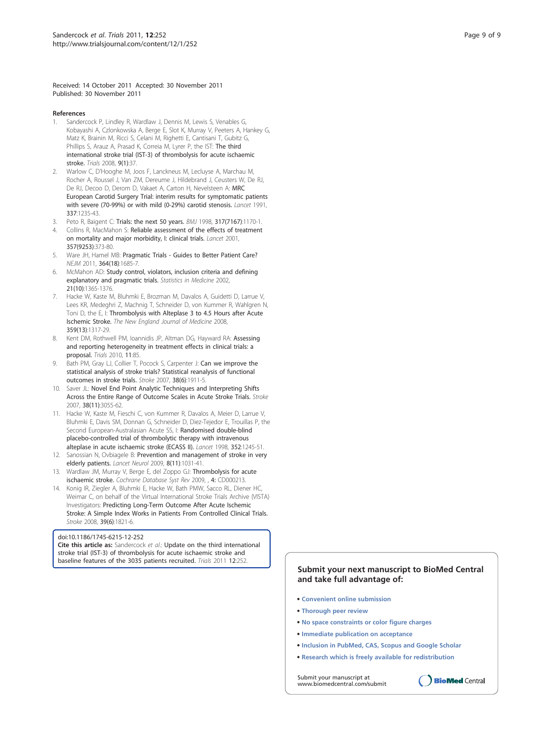Received: 14 October 2011 Accepted: 30 November 2011
Published: 30 November 2011

## References

1. Sandercock P, Lindley R, Wardlaw J, Dennis M, Lewis S, Venables G, Kobayashi A, Czlonkowska A, Berge E, Slot K, Murray V, Peeters A, Hankey G, Matz K, Brainin M, Ricci S, Celani M, Righetti E, Cantisani T, Gubitz G, Phillips S, Arauz A, Prasad K, Correia M, Lyrer P, the IST: **The third international stroke trial (IST-3) of thrombolysis for acute ischaemic stroke.** *Trials* 2008, **9(1)**:37.
2. Warlow C, D'Hooghe M, Joos F, Lanckneus M, Lecluyse A, Marchau M, Rocher A, Roussel J, Van ZM, Dereume J, Hildebrand J, Ceusters W, De RJ, De RJ, Decoo D, Derom D, Vakaet A, Carton H, Nevelsteen A: **MRC European Carotid Surgery Trial: interim results for symptomatic patients with severe (70-99%) or with mild (0-29%) carotid stenosis.** *Lancet* 1991, **337**:1235-43.
3. Peto R, Baigent C: **Trials: the next 50 years.** *BMJ* 1998, **317(7167)**:1170-1.
4. Collins R, MacMahon S: **Reliable assessment of the effects of treatment on mortality and major morbidity, I: clinical trials.** *Lancet* 2001, **357(9253)**:373-80.
5. Ware JH, Hamel MB: **Pragmatic Trials - Guides to Better Patient Care?** *NEJM* 2011, **364(18)**:1685-7.
6. McMahon AD: **Study control, violators, inclusion criteria and defining explanatory and pragmatic trials.** *Statistics in Medicine* 2002, **21(10)**:1365-1376.
7. Hacke W, Kaste M, Bluhmki E, Brozman M, Davalos A, Guidetti D, Larrue V, Lees KR, Medeghri Z, Machnig T, Schneider D, von Kummer R, Wahlgren N, Toni D, the E, I: **Thrombolysis with Alteplase 3 to 4.5 Hours after Acute Ischemic Stroke.** *The New England Journal of Medicine* 2008, **359(13)**:1317-29.
8. Kent DM, Rothwell PM, Ioannidis JP, Altman DG, Hayward RA: **Assessing and reporting heterogeneity in treatment effects in clinical trials: a proposal.** *Trials* 2010, **11**:85.
9. Bath PM, Gray LJ, Collier T, Pocock S, Carpenter J: **Can we improve the statistical analysis of stroke trials? Statistical reanalysis of functional outcomes in stroke trials.** *Stroke* 2007, **38(6)**:1911-5.
10. Saver JL: **Novel End Point Analytic Techniques and Interpreting Shifts Across the Entire Range of Outcome Scales in Acute Stroke Trials.** *Stroke* 2007, **38(11)**:3055-62.
11. Hacke W, Kaste M, Fieschi C, von Kummer R, Davalos A, Meier D, Larrue V, Bluhmki E, Davis SM, Donnan G, Schneider D, Diez-Tejedor E, Trouillas P, the Second European-Australasian Acute SS, I: **Randomised double-blind placebo-controlled trial of thrombolytic therapy with intravenous alteplase in acute ischaemic stroke (ECASS II).** *Lancet* 1998, **352**:1245-51.
12. Sanossian N, Ovbiagele B: **Prevention and management of stroke in very elderly patients.** *Lancet Neurol* 2009, **8(11)**:1031-41.
13. Wardlaw JM, Murray V, Berge E, del Zoppo GJ: **Thrombolysis for acute ischaemic stroke.** *Cochrane Database Syst Rev* 2009, , **4**: CD000213.
14. Konig IR, Ziegler A, Bluhmki E, Hacke W, Bath PMW, Sacco RL, Diener HC, Weimar C, on behalf of the Virtual International Stroke Trials Archive (VISTA) Investigators: **Predicting Long-Term Outcome After Acute Ischemic Stroke: A Simple Index Works in Patients From Controlled Clinical Trials.** *Stroke* 2008, **39(6)**:1821-6.

doi:10.1186/1745-6215-12-252
**Cite this article as:** Sandercock *et al.*: Update on the third international stroke trial (IST-3) of thrombolysis for acute ischaemic stroke and baseline features of the 3035 patients recruited. *Trials* 2011 **12**:252.

**Submit your next manuscript to BioMed Central and take full advantage of:**

- **Convenient online submission**
- **Thorough peer review**
- **No space constraints or color figure charges**
- **Immediate publication on acceptance**
- **Inclusion in PubMed, CAS, Scopus and Google Scholar**
- **Research which is freely available for redistribution**

Submit your manuscript at
www.biomedcentral.com/submit

BioMed Central